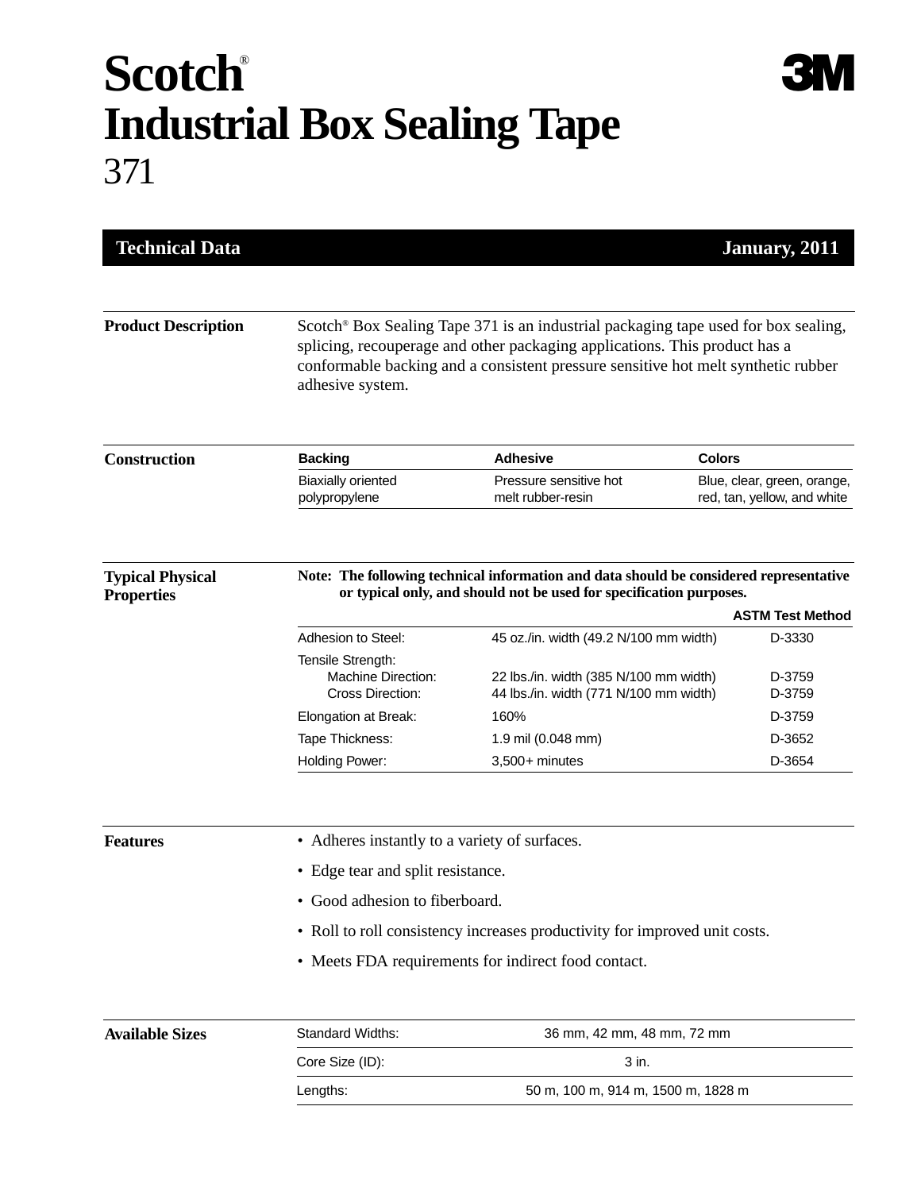# Scotch®
# Industrial Box Sealing Tape
# 371

**Technical Data** — **January, 2011**

## Product Description

Scotch® Box Sealing Tape 371 is an industrial packaging tape used for box sealing, splicing, recouperage and other packaging applications. This product has a conformable backing and a consistent pressure sensitive hot melt synthetic rubber adhesive system.

## Construction

| Backing | Adhesive | Colors |
|---|---|---|
| Biaxially oriented polypropylene | Pressure sensitive hot melt rubber-resin | Blue, clear, green, orange, red, tan, yellow, and white |

## Typical Physical Properties

**Note: The following technical information and data should be considered representative or typical only, and should not be used for specification purposes.**

| | | ASTM Test Method |
|---|---|---|
| Adhesion to Steel: | 45 oz./in. width (49.2 N/100 mm width) | D-3330 |
| Tensile Strength: | | |
| Machine Direction: | 22 lbs./in. width (385 N/100 mm width) | D-3759 |
| Cross Direction: | 44 lbs./in. width (771 N/100 mm width) | D-3759 |
| Elongation at Break: | 160% | D-3759 |
| Tape Thickness: | 1.9 mil (0.048 mm) | D-3652 |
| Holding Power: | 3,500+ minutes | D-3654 |

## Features

- Adheres instantly to a variety of surfaces.
- Edge tear and split resistance.
- Good adhesion to fiberboard.
- Roll to roll consistency increases productivity for improved unit costs.
- Meets FDA requirements for indirect food contact.

## Available Sizes

| | |
|---|---|
| Standard Widths: | 36 mm, 42 mm, 48 mm, 72 mm |
| Core Size (ID): | 3 in. |
| Lengths: | 50 m, 100 m, 914 m, 1500 m, 1828 m |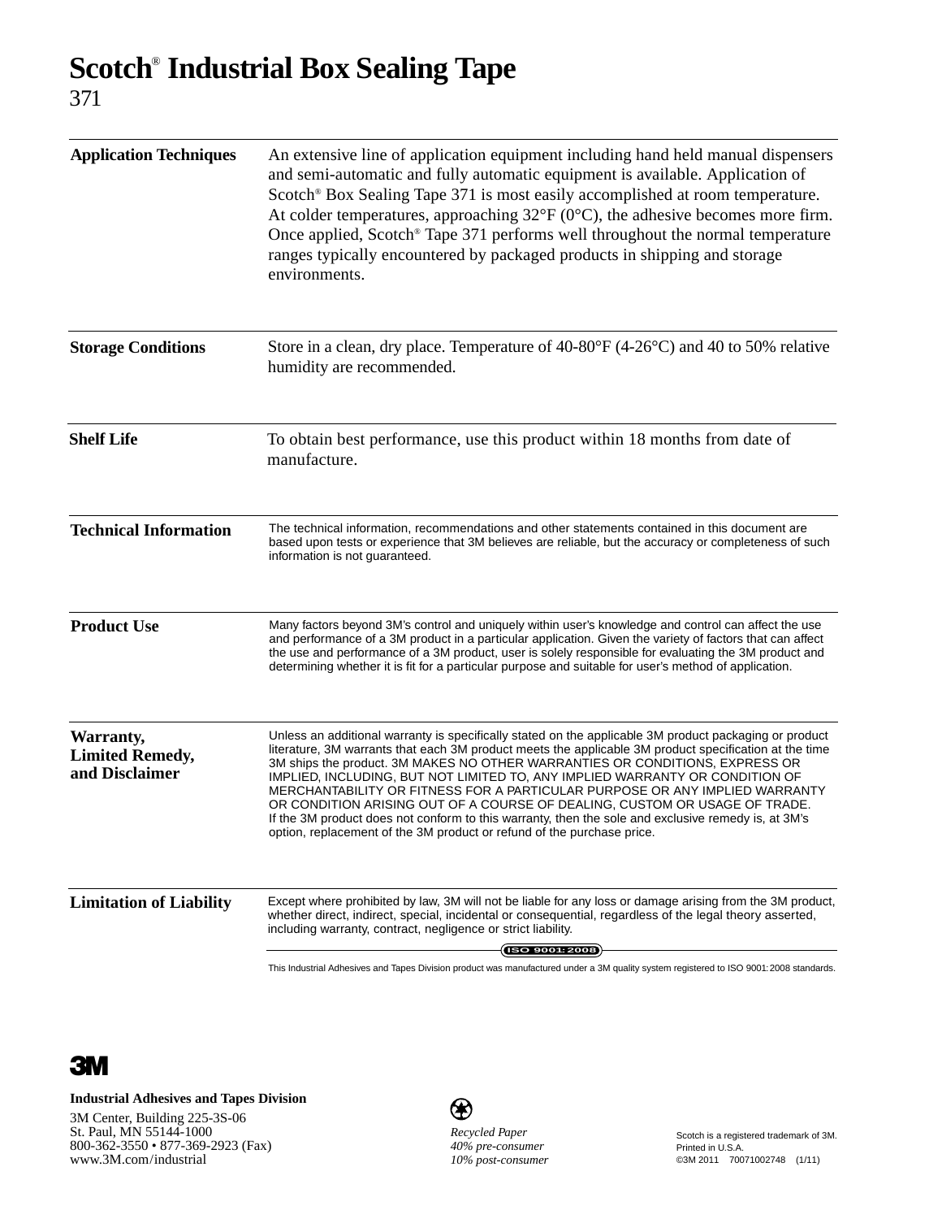# Scotch® Industrial Box Sealing Tape

371

## Application Techniques

An extensive line of application equipment including hand held manual dispensers and semi-automatic and fully automatic equipment is available. Application of Scotch® Box Sealing Tape 371 is most easily accomplished at room temperature. At colder temperatures, approaching 32°F (0°C), the adhesive becomes more firm. Once applied, Scotch® Tape 371 performs well throughout the normal temperature ranges typically encountered by packaged products in shipping and storage environments.

## Storage Conditions

Store in a clean, dry place. Temperature of 40-80°F (4-26°C) and 40 to 50% relative humidity are recommended.

## Shelf Life

To obtain best performance, use this product within 18 months from date of manufacture.

## Technical Information

The technical information, recommendations and other statements contained in this document are based upon tests or experience that 3M believes are reliable, but the accuracy or completeness of such information is not guaranteed.

## Product Use

Many factors beyond 3M's control and uniquely within user's knowledge and control can affect the use and performance of a 3M product in a particular application. Given the variety of factors that can affect the use and performance of a 3M product, user is solely responsible for evaluating the 3M product and determining whether it is fit for a particular purpose and suitable for user's method of application.

## Warranty, Limited Remedy, and Disclaimer

Unless an additional warranty is specifically stated on the applicable 3M product packaging or product literature, 3M warrants that each 3M product meets the applicable 3M product specification at the time 3M ships the product. 3M MAKES NO OTHER WARRANTIES OR CONDITIONS, EXPRESS OR IMPLIED, INCLUDING, BUT NOT LIMITED TO, ANY IMPLIED WARRANTY OR CONDITION OF MERCHANTABILITY OR FITNESS FOR A PARTICULAR PURPOSE OR ANY IMPLIED WARRANTY OR CONDITION ARISING OUT OF A COURSE OF DEALING, CUSTOM OR USAGE OF TRADE. If the 3M product does not conform to this warranty, then the sole and exclusive remedy is, at 3M's option, replacement of the 3M product or refund of the purchase price.

## Limitation of Liability

Except where prohibited by law, 3M will not be liable for any loss or damage arising from the 3M product, whether direct, indirect, special, incidental or consequential, regardless of the legal theory asserted, including warranty, contract, negligence or strict liability.

ISO 9001:2008

This Industrial Adhesives and Tapes Division product was manufactured under a 3M quality system registered to ISO 9001:2008 standards.

3M

**Industrial Adhesives and Tapes Division**

3M Center, Building 225-3S-06
St. Paul, MN 55144-1000
800-362-3550 • 877-369-2923 (Fax)
www.3M.com/industrial

*Recycled Paper*
*40% pre-consumer*
*10% post-consumer*

Scotch is a registered trademark of 3M.
Printed in U.S.A.
©3M 2011 70071002748 (1/11)